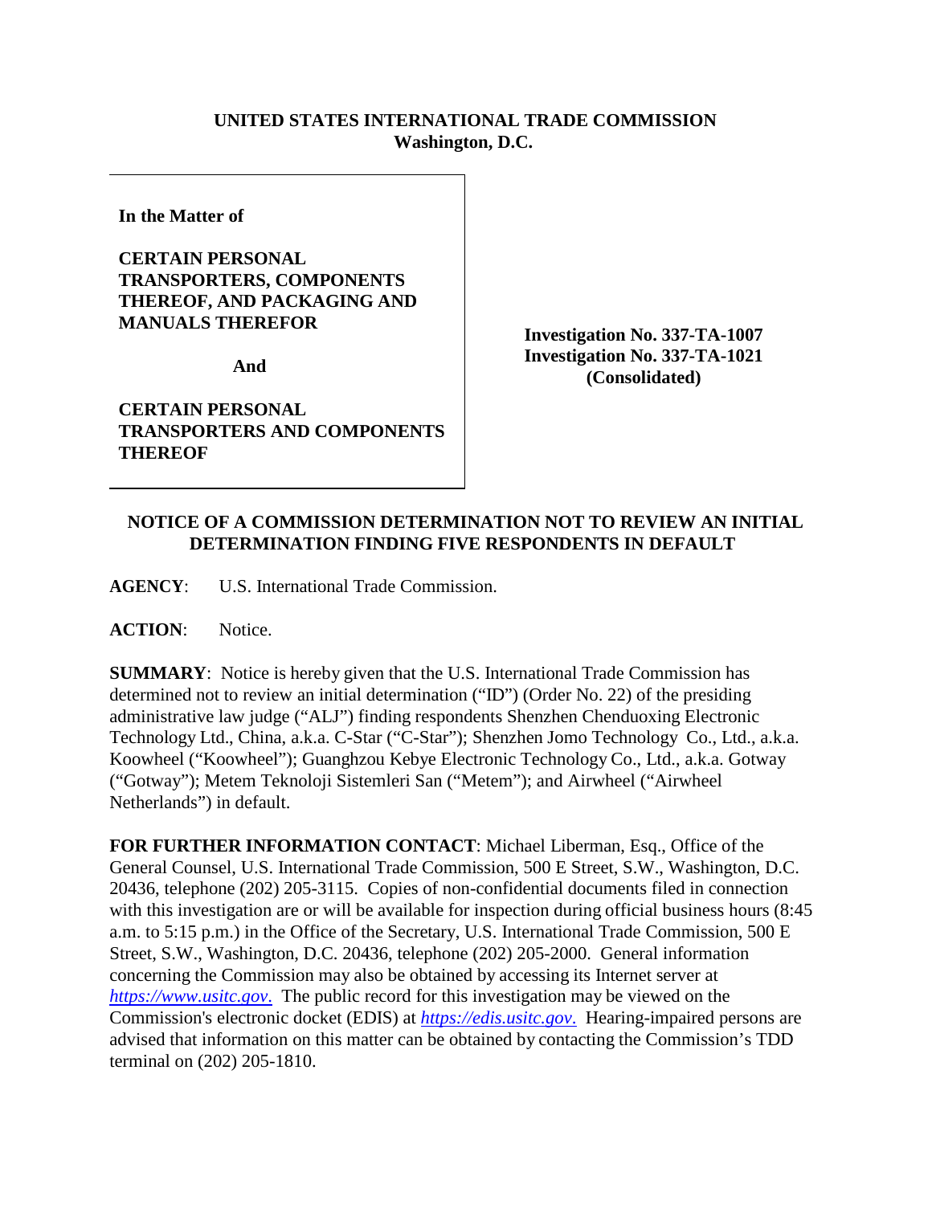**UNITED STATES INTERNATIONAL TRADE COMMISSION**
**Washington, D.C.**

| | |
|---|---|
| **In the Matter of**<br><br>**CERTAIN PERSONAL TRANSPORTERS, COMPONENTS THEREOF, AND PACKAGING AND MANUALS THEREFOR**<br><br>**And**<br><br>**CERTAIN PERSONAL TRANSPORTERS AND COMPONENTS THEREOF** | **Investigation No. 337-TA-1007**<br>**Investigation No. 337-TA-1021**<br>**(Consolidated)** |

## NOTICE OF A COMMISSION DETERMINATION NOT TO REVIEW AN INITIAL DETERMINATION FINDING FIVE RESPONDENTS IN DEFAULT

**AGENCY**: U.S. International Trade Commission.

**ACTION**: Notice.

**SUMMARY**: Notice is hereby given that the U.S. International Trade Commission has determined not to review an initial determination ("ID") (Order No. 22) of the presiding administrative law judge ("ALJ") finding respondents Shenzhen Chenduoxing Electronic Technology Ltd., China, a.k.a. C-Star ("C-Star"); Shenzhen Jomo Technology Co., Ltd., a.k.a. Koowheel ("Koowheel"); Guanghzou Kebye Electronic Technology Co., Ltd., a.k.a. Gotway ("Gotway"); Metem Teknoloji Sistemleri San ("Metem"); and Airwheel ("Airwheel Netherlands") in default.

**FOR FURTHER INFORMATION CONTACT**: Michael Liberman, Esq., Office of the General Counsel, U.S. International Trade Commission, 500 E Street, S.W., Washington, D.C. 20436, telephone (202) 205-3115. Copies of non-confidential documents filed in connection with this investigation are or will be available for inspection during official business hours (8:45 a.m. to 5:15 p.m.) in the Office of the Secretary, U.S. International Trade Commission, 500 E Street, S.W., Washington, D.C. 20436, telephone (202) 205-2000. General information concerning the Commission may also be obtained by accessing its Internet server at *https://www.usitc.gov*. The public record for this investigation may be viewed on the Commission's electronic docket (EDIS) at *https://edis.usitc.gov*. Hearing-impaired persons are advised that information on this matter can be obtained by contacting the Commission's TDD terminal on (202) 205-1810.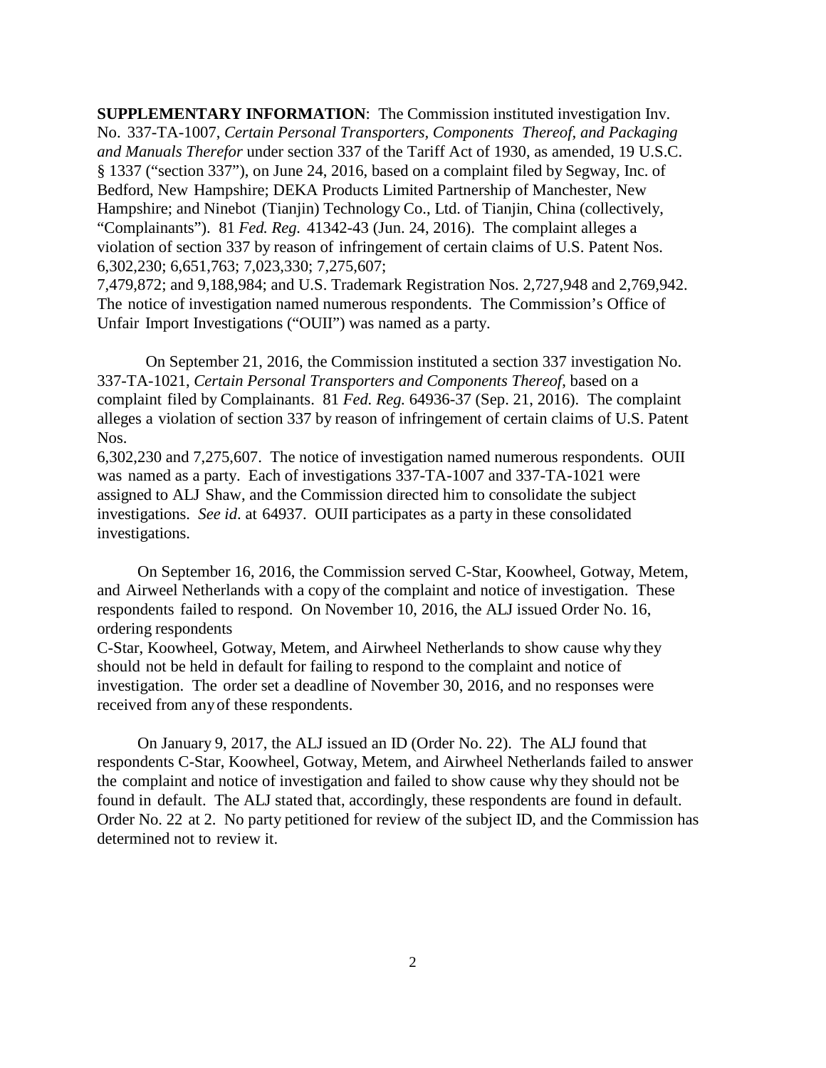**SUPPLEMENTARY INFORMATION**: The Commission instituted investigation Inv. No. 337-TA-1007, *Certain Personal Transporters, Components Thereof, and Packaging and Manuals Therefor* under section 337 of the Tariff Act of 1930, as amended, 19 U.S.C. § 1337 ("section 337"), on June 24, 2016, based on a complaint filed by Segway, Inc. of Bedford, New Hampshire; DEKA Products Limited Partnership of Manchester, New Hampshire; and Ninebot (Tianjin) Technology Co., Ltd. of Tianjin, China (collectively, "Complainants"). 81 *Fed. Reg.* 41342-43 (Jun. 24, 2016). The complaint alleges a violation of section 337 by reason of infringement of certain claims of U.S. Patent Nos. 6,302,230; 6,651,763; 7,023,330; 7,275,607; 7,479,872; and 9,188,984; and U.S. Trademark Registration Nos. 2,727,948 and 2,769,942. The notice of investigation named numerous respondents. The Commission's Office of Unfair Import Investigations ("OUII") was named as a party.

On September 21, 2016, the Commission instituted a section 337 investigation No. 337-TA-1021, *Certain Personal Transporters and Components Thereof*, based on a complaint filed by Complainants. 81 *Fed. Reg.* 64936-37 (Sep. 21, 2016). The complaint alleges a violation of section 337 by reason of infringement of certain claims of U.S. Patent Nos. 6,302,230 and 7,275,607. The notice of investigation named numerous respondents. OUII was named as a party. Each of investigations 337-TA-1007 and 337-TA-1021 were assigned to ALJ Shaw, and the Commission directed him to consolidate the subject investigations. *See id*. at 64937. OUII participates as a party in these consolidated investigations.

On September 16, 2016, the Commission served C-Star, Koowheel, Gotway, Metem, and Airweel Netherlands with a copy of the complaint and notice of investigation. These respondents failed to respond. On November 10, 2016, the ALJ issued Order No. 16, ordering respondents C-Star, Koowheel, Gotway, Metem, and Airwheel Netherlands to show cause why they should not be held in default for failing to respond to the complaint and notice of investigation. The order set a deadline of November 30, 2016, and no responses were received from any of these respondents.

On January 9, 2017, the ALJ issued an ID (Order No. 22). The ALJ found that respondents C-Star, Koowheel, Gotway, Metem, and Airwheel Netherlands failed to answer the complaint and notice of investigation and failed to show cause why they should not be found in default. The ALJ stated that, accordingly, these respondents are found in default. Order No. 22 at 2. No party petitioned for review of the subject ID, and the Commission has determined not to review it.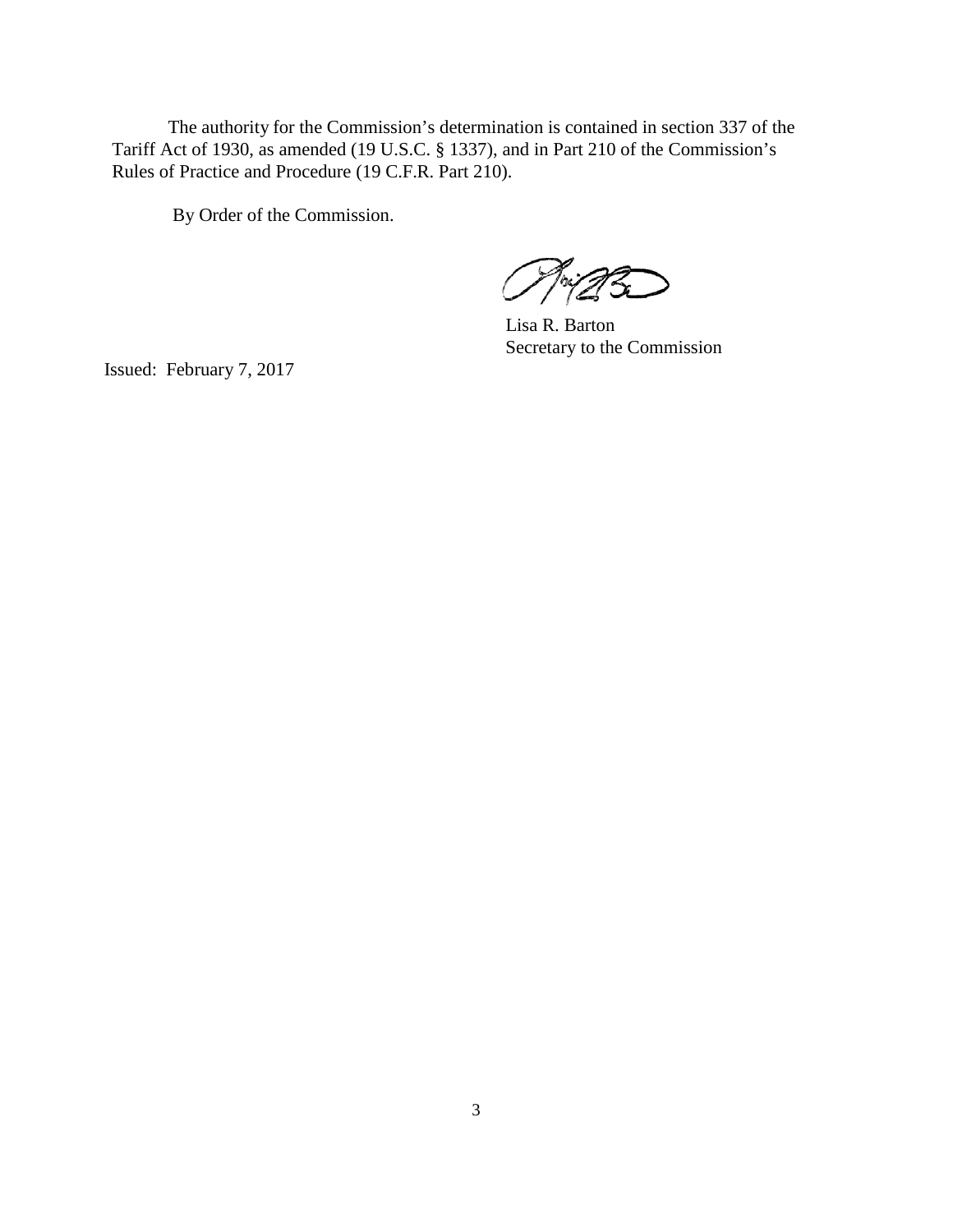The authority for the Commission's determination is contained in section 337 of the Tariff Act of 1930, as amended (19 U.S.C. § 1337), and in Part 210 of the Commission's Rules of Practice and Procedure (19 C.F.R. Part 210).

By Order of the Commission.

Lisa R. Barton
Secretary to the Commission

Issued: February 7, 2017